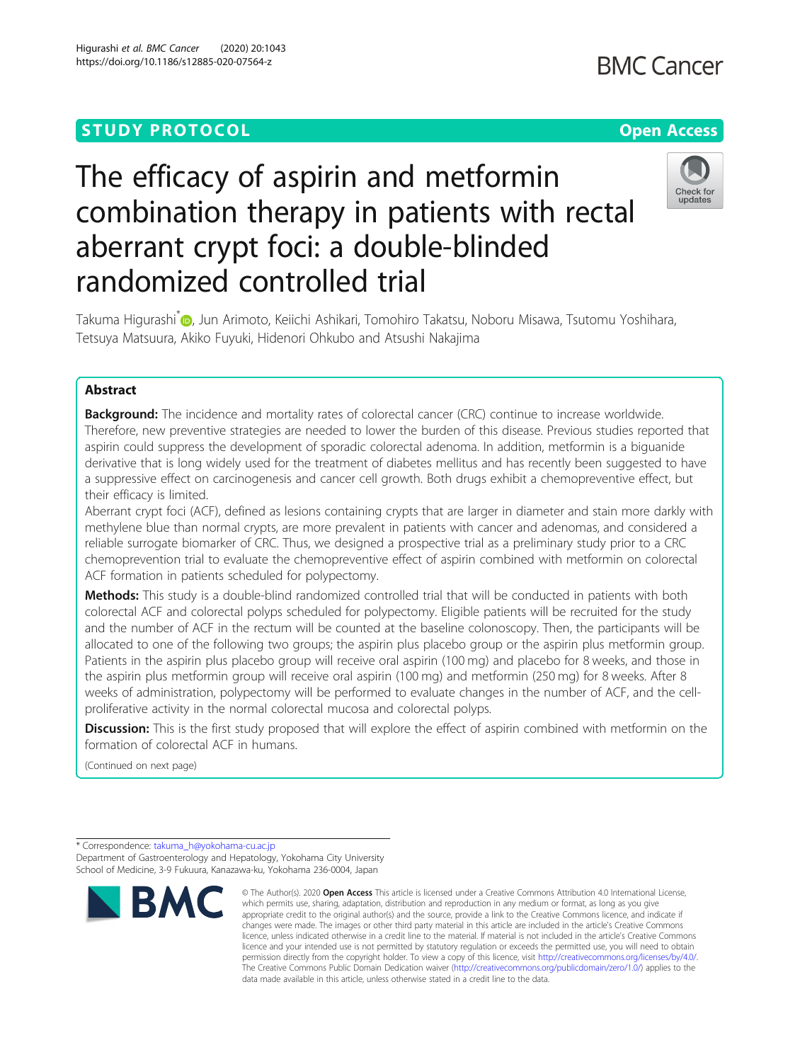STUDY PROTOCOL

Open Access

# The efficacy of aspirin and metformin combination therapy in patients with rectal aberrant crypt foci: a double-blinded randomized controlled trial

Takuma Higurashi*, Jun Arimoto, Keiichi Ashikari, Tomohiro Takatsu, Noboru Misawa, Tsutomu Yoshihara, Tetsuya Matsuura, Akiko Fuyuki, Hidenori Ohkubo and Atsushi Nakajima

## Abstract

**Background:** The incidence and mortality rates of colorectal cancer (CRC) continue to increase worldwide. Therefore, new preventive strategies are needed to lower the burden of this disease. Previous studies reported that aspirin could suppress the development of sporadic colorectal adenoma. In addition, metformin is a biguanide derivative that is long widely used for the treatment of diabetes mellitus and has recently been suggested to have a suppressive effect on carcinogenesis and cancer cell growth. Both drugs exhibit a chemopreventive effect, but their efficacy is limited.

Aberrant crypt foci (ACF), defined as lesions containing crypts that are larger in diameter and stain more darkly with methylene blue than normal crypts, are more prevalent in patients with cancer and adenomas, and considered a reliable surrogate biomarker of CRC. Thus, we designed a prospective trial as a preliminary study prior to a CRC chemoprevention trial to evaluate the chemopreventive effect of aspirin combined with metformin on colorectal ACF formation in patients scheduled for polypectomy.

**Methods:** This study is a double-blind randomized controlled trial that will be conducted in patients with both colorectal ACF and colorectal polyps scheduled for polypectomy. Eligible patients will be recruited for the study and the number of ACF in the rectum will be counted at the baseline colonoscopy. Then, the participants will be allocated to one of the following two groups; the aspirin plus placebo group or the aspirin plus metformin group. Patients in the aspirin plus placebo group will receive oral aspirin (100 mg) and placebo for 8 weeks, and those in the aspirin plus metformin group will receive oral aspirin (100 mg) and metformin (250 mg) for 8 weeks. After 8 weeks of administration, polypectomy will be performed to evaluate changes in the number of ACF, and the cell-proliferative activity in the normal colorectal mucosa and colorectal polyps.

**Discussion:** This is the first study proposed that will explore the effect of aspirin combined with metformin on the formation of colorectal ACF in humans.

(Continued on next page)

* Correspondence: takuma_h@yokohama-cu.ac.jp
Department of Gastroenterology and Hepatology, Yokohama City University School of Medicine, 3-9 Fukuura, Kanazawa-ku, Yokohama 236-0004, Japan

© The Author(s). 2020 **Open Access** This article is licensed under a Creative Commons Attribution 4.0 International License, which permits use, sharing, adaptation, distribution and reproduction in any medium or format, as long as you give appropriate credit to the original author(s) and the source, provide a link to the Creative Commons licence, and indicate if changes were made. The images or other third party material in this article are included in the article's Creative Commons licence, unless indicated otherwise in a credit line to the material. If material is not included in the article's Creative Commons licence and your intended use is not permitted by statutory regulation or exceeds the permitted use, you will need to obtain permission directly from the copyright holder. To view a copy of this licence, visit http://creativecommons.org/licenses/by/4.0/. The Creative Commons Public Domain Dedication waiver (http://creativecommons.org/publicdomain/zero/1.0/) applies to the data made available in this article, unless otherwise stated in a credit line to the data.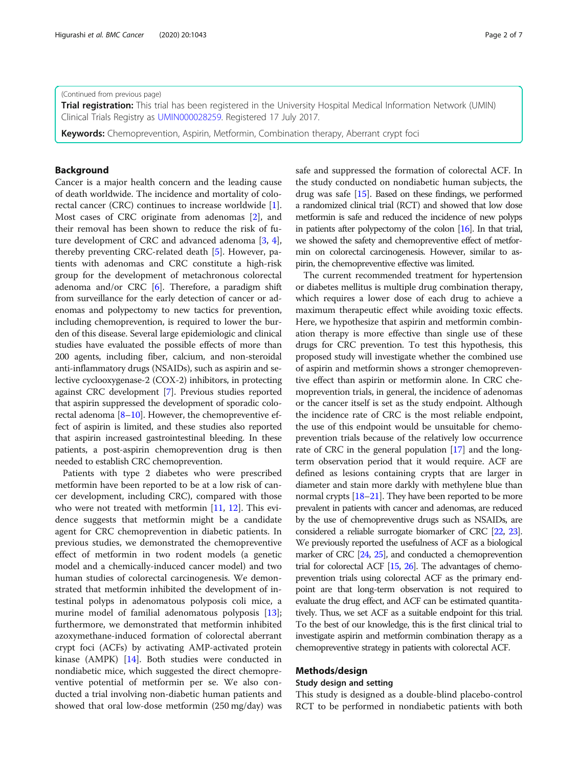(Continued from previous page)

**Trial registration:** This trial has been registered in the University Hospital Medical Information Network (UMIN) Clinical Trials Registry as UMIN000028259. Registered 17 July 2017.

**Keywords:** Chemoprevention, Aspirin, Metformin, Combination therapy, Aberrant crypt foci

## Background

Cancer is a major health concern and the leading cause of death worldwide. The incidence and mortality of colorectal cancer (CRC) continues to increase worldwide [1]. Most cases of CRC originate from adenomas [2], and their removal has been shown to reduce the risk of future development of CRC and advanced adenoma [3, 4], thereby preventing CRC-related death [5]. However, patients with adenomas and CRC constitute a high-risk group for the development of metachronous colorectal adenoma and/or CRC [6]. Therefore, a paradigm shift from surveillance for the early detection of cancer or adenomas and polypectomy to new tactics for prevention, including chemoprevention, is required to lower the burden of this disease. Several large epidemiologic and clinical studies have evaluated the possible effects of more than 200 agents, including fiber, calcium, and non-steroidal anti-inflammatory drugs (NSAIDs), such as aspirin and selective cyclooxygenase-2 (COX-2) inhibitors, in protecting against CRC development [7]. Previous studies reported that aspirin suppressed the development of sporadic colorectal adenoma [8–10]. However, the chemopreventive effect of aspirin is limited, and these studies also reported that aspirin increased gastrointestinal bleeding. In these patients, a post-aspirin chemoprevention drug is then needed to establish CRC chemoprevention.

Patients with type 2 diabetes who were prescribed metformin have been reported to be at a low risk of cancer development, including CRC), compared with those who were not treated with metformin [11, 12]. This evidence suggests that metformin might be a candidate agent for CRC chemoprevention in diabetic patients. In previous studies, we demonstrated the chemopreventive effect of metformin in two rodent models (a genetic model and a chemically-induced cancer model) and two human studies of colorectal carcinogenesis. We demonstrated that metformin inhibited the development of intestinal polyps in adenomatous polyposis coli mice, a murine model of familial adenomatous polyposis [13]; furthermore, we demonstrated that metformin inhibited azoxymethane-induced formation of colorectal aberrant crypt foci (ACFs) by activating AMP-activated protein kinase (AMPK) [14]. Both studies were conducted in nondiabetic mice, which suggested the direct chemopreventive potential of metformin per se. We also conducted a trial involving non-diabetic human patients and showed that oral low-dose metformin (250 mg/day) was safe and suppressed the formation of colorectal ACF. In the study conducted on nondiabetic human subjects, the drug was safe [15]. Based on these findings, we performed a randomized clinical trial (RCT) and showed that low dose metformin is safe and reduced the incidence of new polyps in patients after polypectomy of the colon [16]. In that trial, we showed the safety and chemopreventive effect of metformin on colorectal carcinogenesis. However, similar to aspirin, the chemopreventive effective was limited.

The current recommended treatment for hypertension or diabetes mellitus is multiple drug combination therapy, which requires a lower dose of each drug to achieve a maximum therapeutic effect while avoiding toxic effects. Here, we hypothesize that aspirin and metformin combination therapy is more effective than single use of these drugs for CRC prevention. To test this hypothesis, this proposed study will investigate whether the combined use of aspirin and metformin shows a stronger chemopreventive effect than aspirin or metformin alone. In CRC chemoprevention trials, in general, the incidence of adenomas or the cancer itself is set as the study endpoint. Although the incidence rate of CRC is the most reliable endpoint, the use of this endpoint would be unsuitable for chemoprevention trials because of the relatively low occurrence rate of CRC in the general population [17] and the long-term observation period that it would require. ACF are defined as lesions containing crypts that are larger in diameter and stain more darkly with methylene blue than normal crypts [18–21]. They have been reported to be more prevalent in patients with cancer and adenomas, are reduced by the use of chemopreventive drugs such as NSAIDs, are considered a reliable surrogate biomarker of CRC [22, 23]. We previously reported the usefulness of ACF as a biological marker of CRC [24, 25], and conducted a chemoprevention trial for colorectal ACF [15, 26]. The advantages of chemoprevention trials using colorectal ACF as the primary endpoint are that long-term observation is not required to evaluate the drug effect, and ACF can be estimated quantitatively. Thus, we set ACF as a suitable endpoint for this trial. To the best of our knowledge, this is the first clinical trial to investigate aspirin and metformin combination therapy as a chemopreventive strategy in patients with colorectal ACF.

## Methods/design

### Study design and setting

This study is designed as a double-blind placebo-control RCT to be performed in nondiabetic patients with both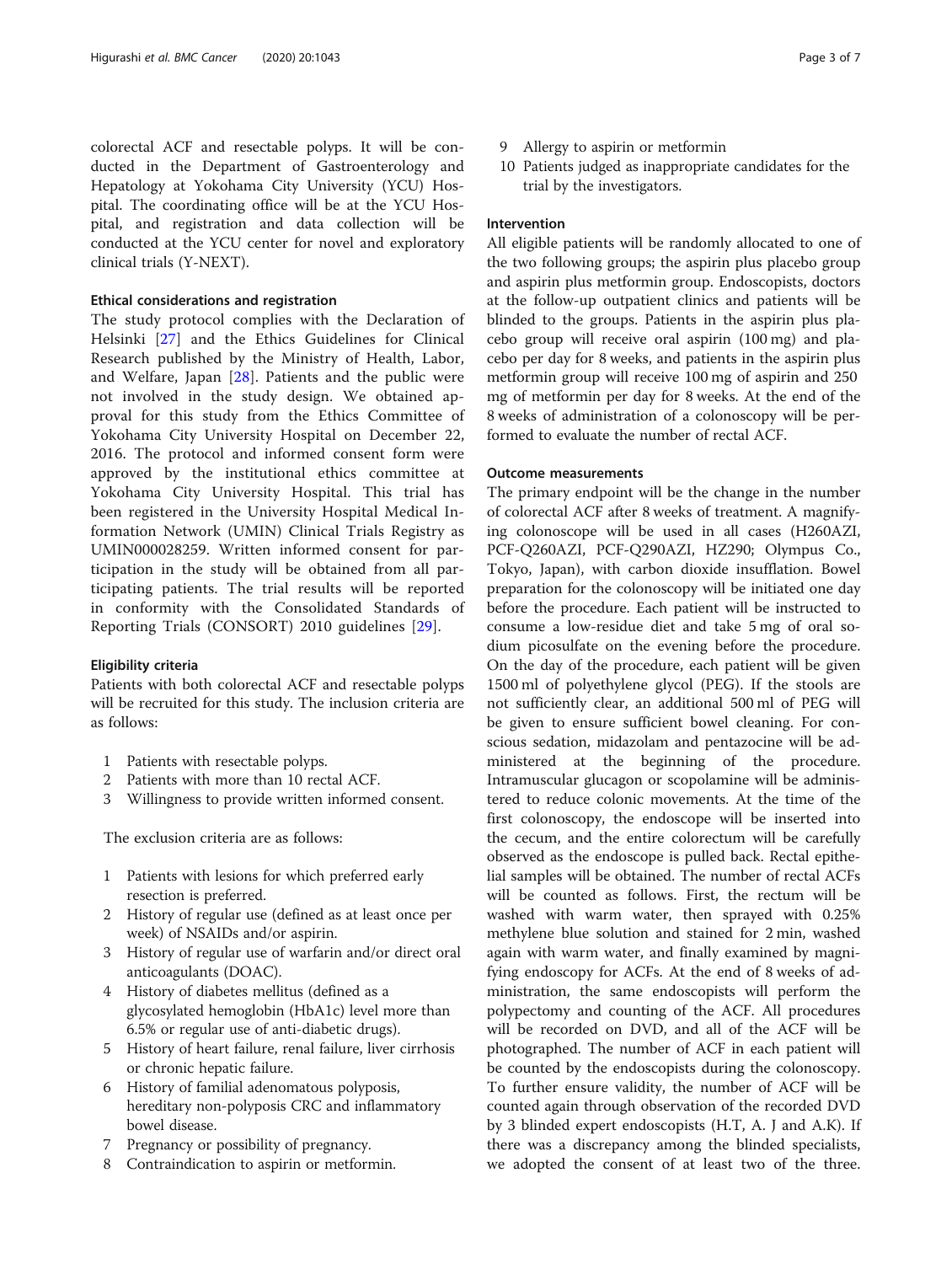colorectal ACF and resectable polyps. It will be conducted in the Department of Gastroenterology and Hepatology at Yokohama City University (YCU) Hospital. The coordinating office will be at the YCU Hospital, and registration and data collection will be conducted at the YCU center for novel and exploratory clinical trials (Y-NEXT).

### Ethical considerations and registration

The study protocol complies with the Declaration of Helsinki [27] and the Ethics Guidelines for Clinical Research published by the Ministry of Health, Labor, and Welfare, Japan [28]. Patients and the public were not involved in the study design. We obtained approval for this study from the Ethics Committee of Yokohama City University Hospital on December 22, 2016. The protocol and informed consent form were approved by the institutional ethics committee at Yokohama City University Hospital. This trial has been registered in the University Hospital Medical Information Network (UMIN) Clinical Trials Registry as UMIN000028259. Written informed consent for participation in the study will be obtained from all participating patients. The trial results will be reported in conformity with the Consolidated Standards of Reporting Trials (CONSORT) 2010 guidelines [29].

### Eligibility criteria

Patients with both colorectal ACF and resectable polyps will be recruited for this study. The inclusion criteria are as follows:

1. Patients with resectable polyps.
2. Patients with more than 10 rectal ACF.
3. Willingness to provide written informed consent.

The exclusion criteria are as follows:

1. Patients with lesions for which preferred early resection is preferred.
2. History of regular use (defined as at least once per week) of NSAIDs and/or aspirin.
3. History of regular use of warfarin and/or direct oral anticoagulants (DOAC).
4. History of diabetes mellitus (defined as a glycosylated hemoglobin (HbA1c) level more than 6.5% or regular use of anti-diabetic drugs).
5. History of heart failure, renal failure, liver cirrhosis or chronic hepatic failure.
6. History of familial adenomatous polyposis, hereditary non-polyposis CRC and inflammatory bowel disease.
7. Pregnancy or possibility of pregnancy.
8. Contraindication to aspirin or metformin.
9. Allergy to aspirin or metformin
10. Patients judged as inappropriate candidates for the trial by the investigators.

### Intervention

All eligible patients will be randomly allocated to one of the two following groups; the aspirin plus placebo group and aspirin plus metformin group. Endoscopists, doctors at the follow-up outpatient clinics and patients will be blinded to the groups. Patients in the aspirin plus placebo group will receive oral aspirin (100 mg) and placebo per day for 8 weeks, and patients in the aspirin plus metformin group will receive 100 mg of aspirin and 250 mg of metformin per day for 8 weeks. At the end of the 8 weeks of administration of a colonoscopy will be performed to evaluate the number of rectal ACF.

### Outcome measurements

The primary endpoint will be the change in the number of colorectal ACF after 8 weeks of treatment. A magnifying colonoscope will be used in all cases (H260AZI, PCF-Q260AZI, PCF-Q290AZI, HZ290; Olympus Co., Tokyo, Japan), with carbon dioxide insufflation. Bowel preparation for the colonoscopy will be initiated one day before the procedure. Each patient will be instructed to consume a low-residue diet and take 5 mg of oral sodium picosulfate on the evening before the procedure. On the day of the procedure, each patient will be given 1500 ml of polyethylene glycol (PEG). If the stools are not sufficiently clear, an additional 500 ml of PEG will be given to ensure sufficient bowel cleaning. For conscious sedation, midazolam and pentazocine will be administered at the beginning of the procedure. Intramuscular glucagon or scopolamine will be administered to reduce colonic movements. At the time of the first colonoscopy, the endoscope will be inserted into the cecum, and the entire colorectum will be carefully observed as the endoscope is pulled back. Rectal epithelial samples will be obtained. The number of rectal ACFs will be counted as follows. First, the rectum will be washed with warm water, then sprayed with 0.25% methylene blue solution and stained for 2 min, washed again with warm water, and finally examined by magnifying endoscopy for ACFs. At the end of 8 weeks of administration, the same endoscopists will perform the polypectomy and counting of the ACF. All procedures will be recorded on DVD, and all of the ACF will be photographed. The number of ACF in each patient will be counted by the endoscopists during the colonoscopy. To further ensure validity, the number of ACF will be counted again through observation of the recorded DVD by 3 blinded expert endoscopists (H.T, A. J and A.K). If there was a discrepancy among the blinded specialists, we adopted the consent of at least two of the three.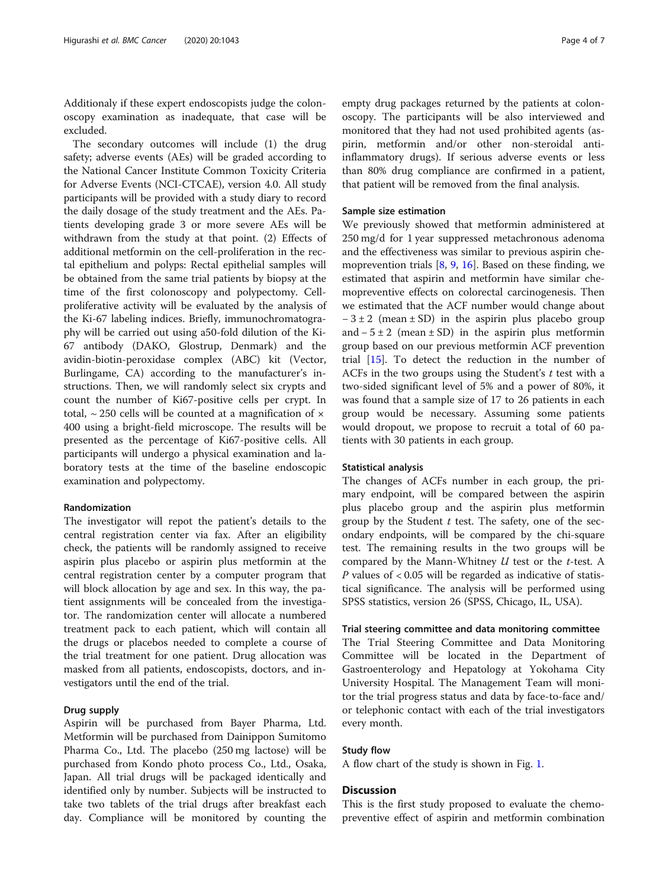Additionaly if these expert endoscopists judge the colonoscopy examination as inadequate, that case will be excluded.

The secondary outcomes will include (1) the drug safety; adverse events (AEs) will be graded according to the National Cancer Institute Common Toxicity Criteria for Adverse Events (NCI-CTCAE), version 4.0. All study participants will be provided with a study diary to record the daily dosage of the study treatment and the AEs. Patients developing grade 3 or more severe AEs will be withdrawn from the study at that point. (2) Effects of additional metformin on the cell-proliferation in the rectal epithelium and polyps: Rectal epithelial samples will be obtained from the same trial patients by biopsy at the time of the first colonoscopy and polypectomy. Cell-proliferative activity will be evaluated by the analysis of the Ki-67 labeling indices. Briefly, immunochromatography will be carried out using a50-fold dilution of the Ki-67 antibody (DAKO, Glostrup, Denmark) and the avidin-biotin-peroxidase complex (ABC) kit (Vector, Burlingame, CA) according to the manufacturer's instructions. Then, we will randomly select six crypts and count the number of Ki67-positive cells per crypt. In total, ~ 250 cells will be counted at a magnification of × 400 using a bright-field microscope. The results will be presented as the percentage of Ki67-positive cells. All participants will undergo a physical examination and laboratory tests at the time of the baseline endoscopic examination and polypectomy.

### Randomization

The investigator will repot the patient's details to the central registration center via fax. After an eligibility check, the patients will be randomly assigned to receive aspirin plus placebo or aspirin plus metformin at the central registration center by a computer program that will block allocation by age and sex. In this way, the patient assignments will be concealed from the investigator. The randomization center will allocate a numbered treatment pack to each patient, which will contain all the drugs or placebos needed to complete a course of the trial treatment for one patient. Drug allocation was masked from all patients, endoscopists, doctors, and investigators until the end of the trial.

### Drug supply

Aspirin will be purchased from Bayer Pharma, Ltd. Metformin will be purchased from Dainippon Sumitomo Pharma Co., Ltd. The placebo (250 mg lactose) will be purchased from Kondo photo process Co., Ltd., Osaka, Japan. All trial drugs will be packaged identically and identified only by number. Subjects will be instructed to take two tablets of the trial drugs after breakfast each day. Compliance will be monitored by counting the empty drug packages returned by the patients at colonoscopy. The participants will be also interviewed and monitored that they had not used prohibited agents (aspirin, metformin and/or other non-steroidal anti-inflammatory drugs). If serious adverse events or less than 80% drug compliance are confirmed in a patient, that patient will be removed from the final analysis.

### Sample size estimation

We previously showed that metformin administered at 250 mg/d for 1 year suppressed metachronous adenoma and the effectiveness was similar to previous aspirin chemoprevention trials [8, 9, 16]. Based on these finding, we estimated that aspirin and metformin have similar chemopreventive effects on colorectal carcinogenesis. Then we estimated that the ACF number would change about $-3 \pm 2$ (mean ± SD) in the aspirin plus placebo group and $-5 \pm 2$ (mean ± SD) in the aspirin plus metformin group based on our previous metformin ACF prevention trial [15]. To detect the reduction in the number of ACFs in the two groups using the Student's $t$ test with a two-sided significant level of 5% and a power of 80%, it was found that a sample size of 17 to 26 patients in each group would be necessary. Assuming some patients would dropout, we propose to recruit a total of 60 patients with 30 patients in each group.

### Statistical analysis

The changes of ACFs number in each group, the primary endpoint, will be compared between the aspirin plus placebo group and the aspirin plus metformin group by the Student $t$ test. The safety, one of the secondary endpoints, will be compared by the chi-square test. The remaining results in the two groups will be compared by the Mann-Whitney $U$ test or the $t$-test. A $P$ values of $< 0.05$ will be regarded as indicative of statistical significance. The analysis will be performed using SPSS statistics, version 26 (SPSS, Chicago, IL, USA).

### Trial steering committee and data monitoring committee

The Trial Steering Committee and Data Monitoring Committee will be located in the Department of Gastroenterology and Hepatology at Yokohama City University Hospital. The Management Team will monitor the trial progress status and data by face-to-face and/or telephonic contact with each of the trial investigators every month.

### Study flow

A flow chart of the study is shown in Fig. 1.

## Discussion

This is the first study proposed to evaluate the chemopreventive effect of aspirin and metformin combination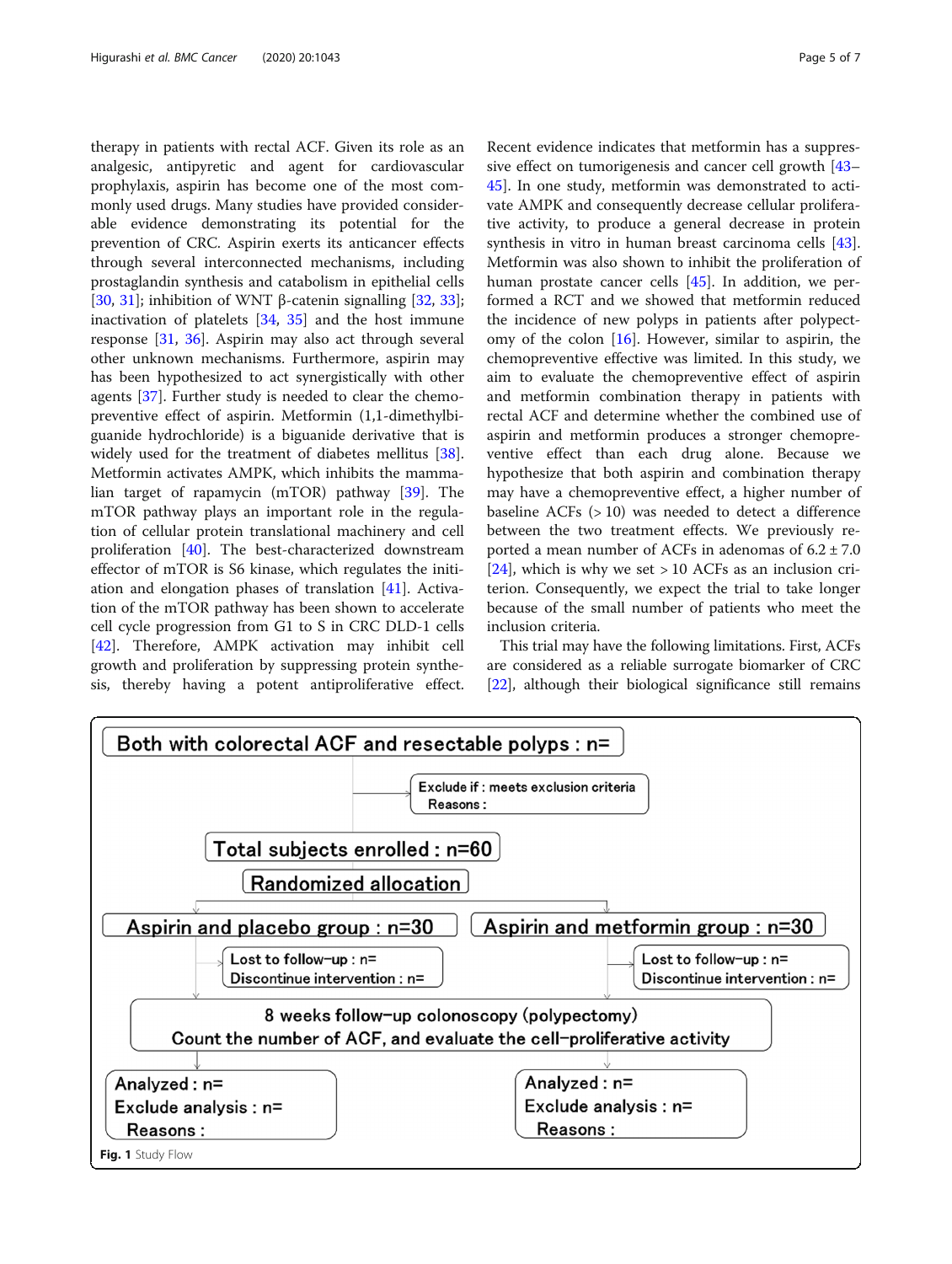therapy in patients with rectal ACF. Given its role as an analgesic, antipyretic and agent for cardiovascular prophylaxis, aspirin has become one of the most commonly used drugs. Many studies have provided considerable evidence demonstrating its potential for the prevention of CRC. Aspirin exerts its anticancer effects through several interconnected mechanisms, including prostaglandin synthesis and catabolism in epithelial cells [30, 31]; inhibition of WNT β-catenin signalling [32, 33]; inactivation of platelets [34, 35] and the host immune response [31, 36]. Aspirin may also act through several other unknown mechanisms. Furthermore, aspirin may has been hypothesized to act synergistically with other agents [37]. Further study is needed to clear the chemopreventive effect of aspirin. Metformin (1,1-dimethylbiguanide hydrochloride) is a biguanide derivative that is widely used for the treatment of diabetes mellitus [38]. Metformin activates AMPK, which inhibits the mammalian target of rapamycin (mTOR) pathway [39]. The mTOR pathway plays an important role in the regulation of cellular protein translational machinery and cell proliferation [40]. The best-characterized downstream effector of mTOR is S6 kinase, which regulates the initiation and elongation phases of translation [41]. Activation of the mTOR pathway has been shown to accelerate cell cycle progression from G1 to S in CRC DLD-1 cells [42]. Therefore, AMPK activation may inhibit cell growth and proliferation by suppressing protein synthesis, thereby having a potent antiproliferative effect. Recent evidence indicates that metformin has a suppressive effect on tumorigenesis and cancer cell growth [43–45]. In one study, metformin was demonstrated to activate AMPK and consequently decrease cellular proliferative activity, to produce a general decrease in protein synthesis in vitro in human breast carcinoma cells [43]. Metformin was also shown to inhibit the proliferation of human prostate cancer cells [45]. In addition, we performed a RCT and we showed that metformin reduced the incidence of new polyps in patients after polypectomy of the colon [16]. However, similar to aspirin, the chemopreventive effective was limited. In this study, we aim to evaluate the chemopreventive effect of aspirin and metformin combination therapy in patients with rectal ACF and determine whether the combined use of aspirin and metformin produces a stronger chemopreventive effect than each drug alone. Because we hypothesize that both aspirin and combination therapy may have a chemopreventive effect, a higher number of baseline ACFs (> 10) was needed to detect a difference between the two treatment effects. We previously reported a mean number of ACFs in adenomas of 6.2 ± 7.0 [24], which is why we set > 10 ACFs as an inclusion criterion. Consequently, we expect the trial to take longer because of the small number of patients who meet the inclusion criteria.

This trial may have the following limitations. First, ACFs are considered as a reliable surrogate biomarker of CRC [22], although their biological significance still remains

Both with colorectal ACF and resectable polyps : n=

Exclude if : meets exclusion criteria
Reasons :

Total subjects enrolled : n=60

Randomized allocation

Aspirin and placebo group : n=30

Lost to follow-up : n=
Discontinue intervention : n=

Aspirin and metformin group : n=30

Lost to follow-up : n=
Discontinue intervention : n=

8 weeks follow-up colonoscopy (polypectomy)
Count the number of ACF, and evaluate the cell-proliferative activity

Analyzed : n=
Exclude analysis : n=
Reasons :

Analyzed : n=
Exclude analysis : n=
Reasons :

**Fig. 1** Study Flow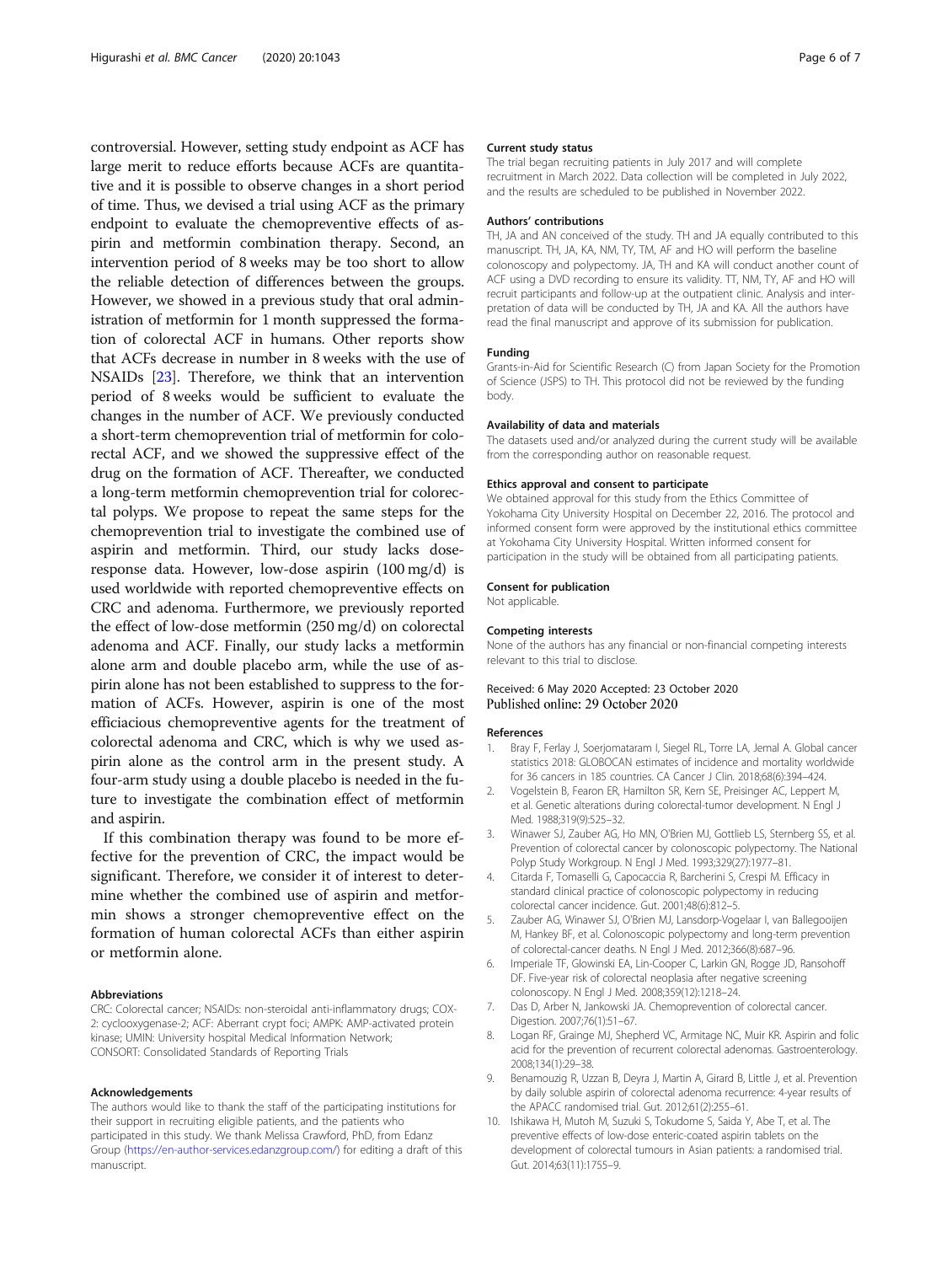controversial. However, setting study endpoint as ACF has large merit to reduce efforts because ACFs are quantitative and it is possible to observe changes in a short period of time. Thus, we devised a trial using ACF as the primary endpoint to evaluate the chemopreventive effects of aspirin and metformin combination therapy. Second, an intervention period of 8 weeks may be too short to allow the reliable detection of differences between the groups. However, we showed in a previous study that oral administration of metformin for 1 month suppressed the formation of colorectal ACF in humans. Other reports show that ACFs decrease in number in 8 weeks with the use of NSAIDs [23]. Therefore, we think that an intervention period of 8 weeks would be sufficient to evaluate the changes in the number of ACF. We previously conducted a short-term chemoprevention trial of metformin for colorectal ACF, and we showed the suppressive effect of the drug on the formation of ACF. Thereafter, we conducted a long-term metformin chemoprevention trial for colorectal polyps. We propose to repeat the same steps for the chemoprevention trial to investigate the combined use of aspirin and metformin. Third, our study lacks dose-response data. However, low-dose aspirin (100 mg/d) is used worldwide with reported chemopreventive effects on CRC and adenoma. Furthermore, we previously reported the effect of low-dose metformin (250 mg/d) on colorectal adenoma and ACF. Finally, our study lacks a metformin alone arm and double placebo arm, while the use of aspirin alone has not been established to suppress to the formation of ACFs. However, aspirin is one of the most efficiacious chemopreventive agents for the treatment of colorectal adenoma and CRC, which is why we used aspirin alone as the control arm in the present study. A four-arm study using a double placebo is needed in the future to investigate the combination effect of metformin and aspirin.

If this combination therapy was found to be more effective for the prevention of CRC, the impact would be significant. Therefore, we consider it of interest to determine whether the combined use of aspirin and metformin shows a stronger chemopreventive effect on the formation of human colorectal ACFs than either aspirin or metformin alone.

#### Abbreviations
CRC: Colorectal cancer; NSAIDs: non-steroidal anti-inflammatory drugs; COX-2: cyclooxygenase-2; ACF: Aberrant crypt foci; AMPK: AMP-activated protein kinase; UMIN: University hospital Medical Information Network; CONSORT: Consolidated Standards of Reporting Trials

#### Acknowledgements
The authors would like to thank the staff of the participating institutions for their support in recruiting eligible patients, and the patients who participated in this study. We thank Melissa Crawford, PhD, from Edanz Group (https://en-author-services.edanzgroup.com/) for editing a draft of this manuscript.

#### Current study status
The trial began recruiting patients in July 2017 and will complete recruitment in March 2022. Data collection will be completed in July 2022, and the results are scheduled to be published in November 2022.

#### Authors' contributions
TH, JA and AN conceived of the study. TH and JA equally contributed to this manuscript. TH, JA, KA, NM, TY, TM, AF and HO will perform the baseline colonoscopy and polypectomy. JA, TH and KA will conduct another count of ACF using a DVD recording to ensure its validity. TT, NM, TY, AF and HO will recruit participants and follow-up at the outpatient clinic. Analysis and interpretation of data will be conducted by TH, JA and KA. All the authors have read the final manuscript and approve of its submission for publication.

#### Funding
Grants-in-Aid for Scientific Research (C) from Japan Society for the Promotion of Science (JSPS) to TH. This protocol did not be reviewed by the funding body.

#### Availability of data and materials
The datasets used and/or analyzed during the current study will be available from the corresponding author on reasonable request.

#### Ethics approval and consent to participate
We obtained approval for this study from the Ethics Committee of Yokohama City University Hospital on December 22, 2016. The protocol and informed consent form were approved by the institutional ethics committee at Yokohama City University Hospital. Written informed consent for participation in the study will be obtained from all participating patients.

#### Consent for publication
Not applicable.

#### Competing interests
None of the authors has any financial or non-financial competing interests relevant to this trial to disclose.

Received: 6 May 2020 Accepted: 23 October 2020
Published online: 29 October 2020

#### References
1. Bray F, Ferlay J, Soerjomataram I, Siegel RL, Torre LA, Jemal A. Global cancer statistics 2018: GLOBOCAN estimates of incidence and mortality worldwide for 36 cancers in 185 countries. CA Cancer J Clin. 2018;68(6):394–424.
2. Vogelstein B, Fearon ER, Hamilton SR, Kern SE, Preisinger AC, Leppert M, et al. Genetic alterations during colorectal-tumor development. N Engl J Med. 1988;319(9):525–32.
3. Winawer SJ, Zauber AG, Ho MN, O'Brien MJ, Gottlieb LS, Sternberg SS, et al. Prevention of colorectal cancer by colonoscopic polypectomy. The National Polyp Study Workgroup. N Engl J Med. 1993;329(27):1977–81.
4. Citarda F, Tomaselli G, Capocaccia R, Barcherini S, Crespi M. Efficacy in standard clinical practice of colonoscopic polypectomy in reducing colorectal cancer incidence. Gut. 2001;48(6):812–5.
5. Zauber AG, Winawer SJ, O'Brien MJ, Lansdorp-Vogelaar I, van Ballegooijen M, Hankey BF, et al. Colonoscopic polypectomy and long-term prevention of colorectal-cancer deaths. N Engl J Med. 2012;366(8):687–96.
6. Imperiale TF, Glowinski EA, Lin-Cooper C, Larkin GN, Rogge JD, Ransohoff DF. Five-year risk of colorectal neoplasia after negative screening colonoscopy. N Engl J Med. 2008;359(12):1218–24.
7. Das D, Arber N, Jankowski JA. Chemoprevention of colorectal cancer. Digestion. 2007;76(1):51–67.
8. Logan RF, Grainge MJ, Shepherd VC, Armitage NC, Muir KR. Aspirin and folic acid for the prevention of recurrent colorectal adenomas. Gastroenterology. 2008;134(1):29–38.
9. Benamouzig R, Uzzan B, Deyra J, Martin A, Girard B, Little J, et al. Prevention by daily soluble aspirin of colorectal adenoma recurrence: 4-year results of the APACC randomised trial. Gut. 2012;61(2):255–61.
10. Ishikawa H, Mutoh M, Suzuki S, Tokudome S, Saida Y, Abe T, et al. The preventive effects of low-dose enteric-coated aspirin tablets on the development of colorectal tumours in Asian patients: a randomised trial. Gut. 2014;63(11):1755–9.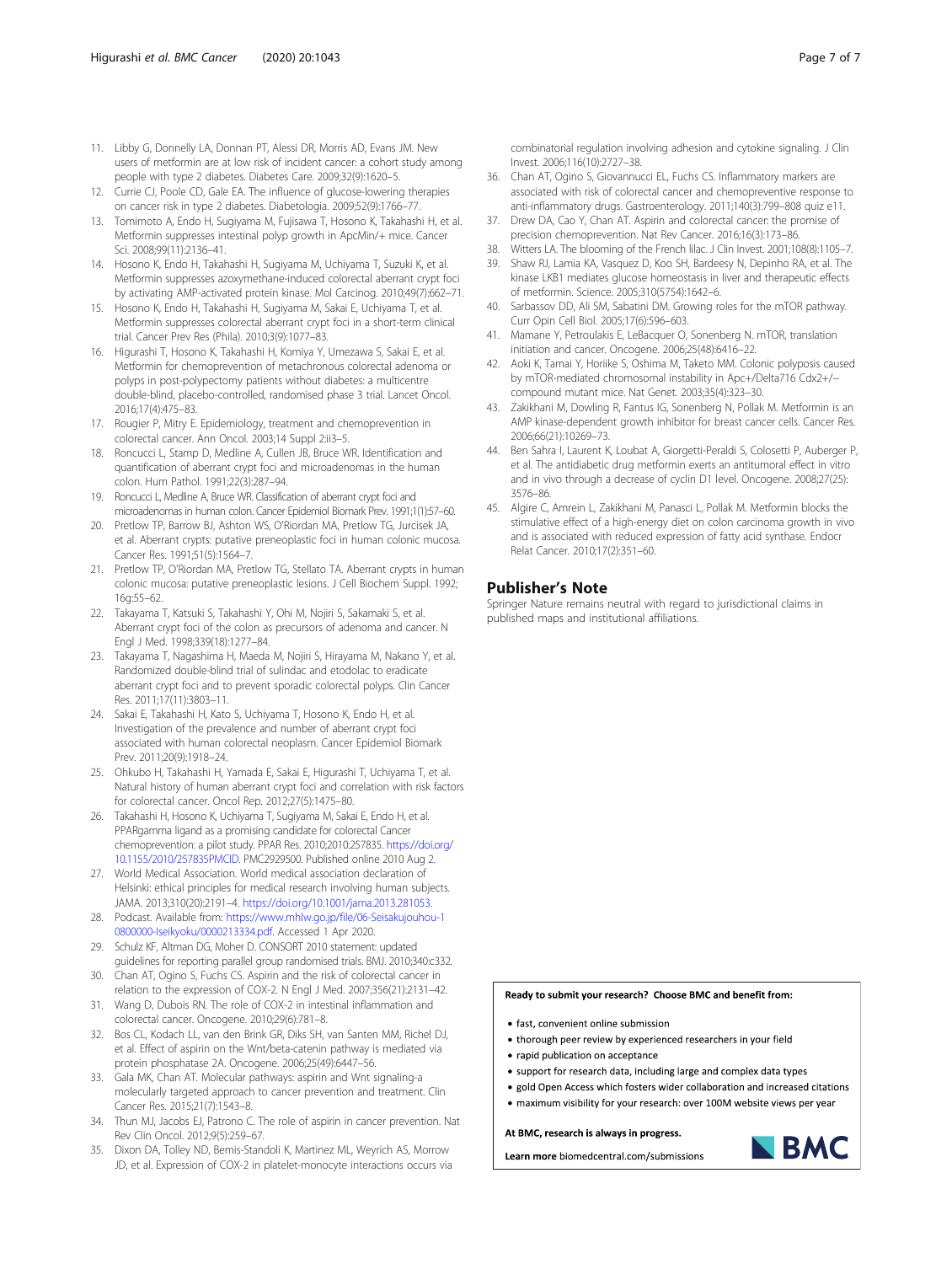11. Libby G, Donnelly LA, Donnan PT, Alessi DR, Morris AD, Evans JM. New users of metformin are at low risk of incident cancer: a cohort study among people with type 2 diabetes. Diabetes Care. 2009;32(9):1620–5.
12. Currie CJ, Poole CD, Gale EA. The influence of glucose-lowering therapies on cancer risk in type 2 diabetes. Diabetologia. 2009;52(9):1766–77.
13. Tomimoto A, Endo H, Sugiyama M, Fujisawa T, Hosono K, Takahashi H, et al. Metformin suppresses intestinal polyp growth in ApcMin/+ mice. Cancer Sci. 2008;99(11):2136–41.
14. Hosono K, Endo H, Takahashi H, Sugiyama M, Uchiyama T, Suzuki K, et al. Metformin suppresses azoxymethane-induced colorectal aberrant crypt foci by activating AMP-activated protein kinase. Mol Carcinog. 2010;49(7):662–71.
15. Hosono K, Endo H, Takahashi H, Sugiyama M, Sakai E, Uchiyama T, et al. Metformin suppresses colorectal aberrant crypt foci in a short-term clinical trial. Cancer Prev Res (Phila). 2010;3(9):1077–83.
16. Higurashi T, Hosono K, Takahashi H, Komiya Y, Umezawa S, Sakai E, et al. Metformin for chemoprevention of metachronous colorectal adenoma or polyps in post-polypectomy patients without diabetes: a multicentre double-blind, placebo-controlled, randomised phase 3 trial. Lancet Oncol. 2016;17(4):475–83.
17. Rougier P, Mitry E. Epidemiology, treatment and chemoprevention in colorectal cancer. Ann Oncol. 2003;14 Suppl 2:ii3–5.
18. Roncucci L, Stamp D, Medline A, Cullen JB, Bruce WR. Identification and quantification of aberrant crypt foci and microadenomas in the human colon. Hum Pathol. 1991;22(3):287–94.
19. Roncucci L, Medline A, Bruce WR. Classification of aberrant crypt foci and microadenomas in human colon. Cancer Epidemiol Biomark Prev. 1991;1(1):57–60.
20. Pretlow TP, Barrow BJ, Ashton WS, O'Riordan MA, Pretlow TG, Jurcisek JA, et al. Aberrant crypts: putative preneoplastic foci in human colonic mucosa. Cancer Res. 1991;51(5):1564–7.
21. Pretlow TP, O'Riordan MA, Pretlow TG, Stellato TA. Aberrant crypts in human colonic mucosa: putative preneoplastic lesions. J Cell Biochem Suppl. 1992; 16g:55–62.
22. Takayama T, Katsuki S, Takahashi Y, Ohi M, Nojiri S, Sakamaki S, et al. Aberrant crypt foci of the colon as precursors of adenoma and cancer. N Engl J Med. 1998;339(18):1277–84.
23. Takayama T, Nagashima H, Maeda M, Nojiri S, Hirayama M, Nakano Y, et al. Randomized double-blind trial of sulindac and etodolac to eradicate aberrant crypt foci and to prevent sporadic colorectal polyps. Clin Cancer Res. 2011;17(11):3803–11.
24. Sakai E, Takahashi H, Kato S, Uchiyama T, Hosono K, Endo H, et al. Investigation of the prevalence and number of aberrant crypt foci associated with human colorectal neoplasm. Cancer Epidemiol Biomark Prev. 2011;20(9):1918–24.
25. Ohkubo H, Takahashi H, Yamada E, Sakai E, Higurashi T, Uchiyama T, et al. Natural history of human aberrant crypt foci and correlation with risk factors for colorectal cancer. Oncol Rep. 2012;27(5):1475–80.
26. Takahashi H, Hosono K, Uchiyama T, Sugiyama M, Sakai E, Endo H, et al. PPARgamma ligand as a promising candidate for colorectal Cancer chemoprevention: a pilot study. PPAR Res. 2010;2010:257835. https://doi.org/10.1155/2010/257835PMCID. PMC2929500. Published online 2010 Aug 2.
27. World Medical Association. World medical association declaration of Helsinki: ethical principles for medical research involving human subjects. JAMA. 2013;310(20):2191–4. https://doi.org/10.1001/jama.2013.281053.
28. Podcast. Available from: https://www.mhlw.go.jp/file/06-Seisakujouhou-10800000-Iseikyoku/0000213334.pdf. Accessed 1 Apr 2020.
29. Schulz KF, Altman DG, Moher D. CONSORT 2010 statement: updated guidelines for reporting parallel group randomised trials. BMJ. 2010;340:c332.
30. Chan AT, Ogino S, Fuchs CS. Aspirin and the risk of colorectal cancer in relation to the expression of COX-2. N Engl J Med. 2007;356(21):2131–42.
31. Wang D, Dubois RN. The role of COX-2 in intestinal inflammation and colorectal cancer. Oncogene. 2010;29(6):781–8.
32. Bos CL, Kodach LL, van den Brink GR, Diks SH, van Santen MM, Richel DJ, et al. Effect of aspirin on the Wnt/beta-catenin pathway is mediated via protein phosphatase 2A. Oncogene. 2006;25(49):6447–56.
33. Gala MK, Chan AT. Molecular pathways: aspirin and Wnt signaling-a molecularly targeted approach to cancer prevention and treatment. Clin Cancer Res. 2015;21(7):1543–8.
34. Thun MJ, Jacobs EJ, Patrono C. The role of aspirin in cancer prevention. Nat Rev Clin Oncol. 2012;9(5):259–67.
35. Dixon DA, Tolley ND, Bemis-Standoli K, Martinez ML, Weyrich AS, Morrow JD, et al. Expression of COX-2 in platelet-monocyte interactions occurs via combinatorial regulation involving adhesion and cytokine signaling. J Clin Invest. 2006;116(10):2727–38.
36. Chan AT, Ogino S, Giovannucci EL, Fuchs CS. Inflammatory markers are associated with risk of colorectal cancer and chemopreventive response to anti-inflammatory drugs. Gastroenterology. 2011;140(3):799–808 quiz e11.
37. Drew DA, Cao Y, Chan AT. Aspirin and colorectal cancer: the promise of precision chemoprevention. Nat Rev Cancer. 2016;16(3):173–86.
38. Witters LA. The blooming of the French lilac. J Clin Invest. 2001;108(8):1105–7.
39. Shaw RJ, Lamia KA, Vasquez D, Koo SH, Bardeesy N, Depinho RA, et al. The kinase LKB1 mediates glucose homeostasis in liver and therapeutic effects of metformin. Science. 2005;310(5754):1642–6.
40. Sarbassov DD, Ali SM, Sabatini DM. Growing roles for the mTOR pathway. Curr Opin Cell Biol. 2005;17(6):596–603.
41. Mamane Y, Petroulakis E, LeBacquer O, Sonenberg N. mTOR, translation initiation and cancer. Oncogene. 2006;25(48):6416–22.
42. Aoki K, Tamai Y, Horiike S, Oshima M, Taketo MM. Colonic polyposis caused by mTOR-mediated chromosomal instability in Apc+/Delta716 Cdx2+/− compound mutant mice. Nat Genet. 2003;35(4):323–30.
43. Zakikhani M, Dowling R, Fantus IG, Sonenberg N, Pollak M. Metformin is an AMP kinase-dependent growth inhibitor for breast cancer cells. Cancer Res. 2006;66(21):10269–73.
44. Ben Sahra I, Laurent K, Loubat A, Giorgetti-Peraldi S, Colosetti P, Auberger P, et al. The antidiabetic drug metformin exerts an antitumoral effect in vitro and in vivo through a decrease of cyclin D1 level. Oncogene. 2008;27(25): 3576–86.
45. Algire C, Amrein L, Zakikhani M, Panasci L, Pollak M. Metformin blocks the stimulative effect of a high-energy diet on colon carcinoma growth in vivo and is associated with reduced expression of fatty acid synthase. Endocr Relat Cancer. 2010;17(2):351–60.

## Publisher's Note

Springer Nature remains neutral with regard to jurisdictional claims in published maps and institutional affiliations.